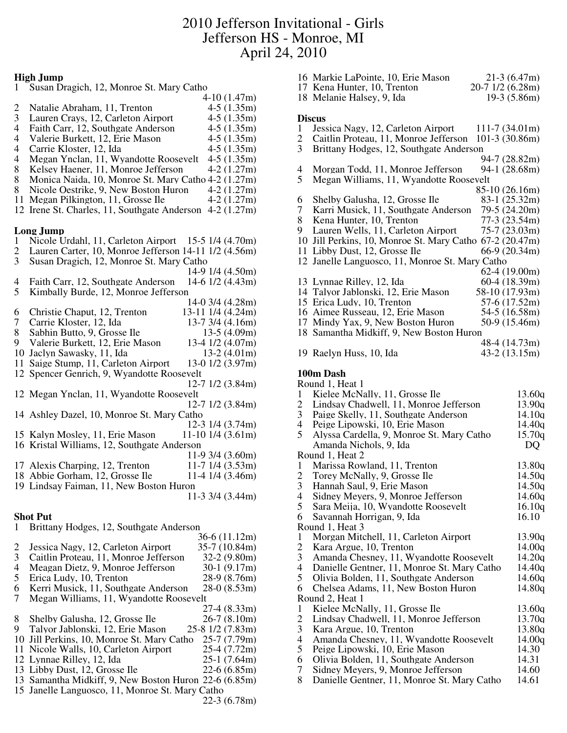# 2010 Jefferson Invitational - Girls
## Jefferson HS - Monroe, MI
## April 24, 2010

### High Jump

1 Susan Dragich, 12, Monroe St. Mary Catho 4-10 (1.47m)
2 Natalie Abraham, 11, Trenton 4-5 (1.35m)
3 Lauren Crays, 12, Carleton Airport 4-5 (1.35m)
4 Faith Carr, 12, Southgate Anderson 4-5 (1.35m)
4 Valerie Burkett, 12, Erie Mason 4-5 (1.35m)
4 Carrie Kloster, 12, Ida 4-5 (1.35m)
4 Megan Ynclan, 11, Wyandotte Roosevelt 4-5 (1.35m)
8 Kelsey Haener, 11, Monroe Jefferson 4-2 (1.27m)
8 Monica Naida, 10, Monroe St. Mary Catho 4-2 (1.27m)
8 Nicole Oestrike, 9, New Boston Huron 4-2 (1.27m)
11 Megan Pilkington, 11, Grosse Ile 4-2 (1.27m)
12 Irene St. Charles, 11, Southgate Anderson 4-2 (1.27m)

### Long Jump

1 Nicole Urdahl, 11, Carleton Airport 15-5 1/4 (4.70m)
2 Lauren Carter, 10, Monroe Jefferson 14-11 1/2 (4.56m)
3 Susan Dragich, 12, Monroe St. Mary Catho 14-9 1/4 (4.50m)
4 Faith Carr, 12, Southgate Anderson 14-6 1/2 (4.43m)
5 Kimbally Burde, 12, Monroe Jefferson 14-0 3/4 (4.28m)
6 Christie Chaput, 12, Trenton 13-11 1/4 (4.24m)
7 Carrie Kloster, 12, Ida 13-7 3/4 (4.16m)
8 Sabhin Butto, 9, Grosse Ile 13-5 (4.09m)
9 Valerie Burkett, 12, Erie Mason 13-4 1/2 (4.07m)
10 Jaclyn Sawasky, 11, Ida 13-2 (4.01m)
11 Saige Stump, 11, Carleton Airport 13-0 1/2 (3.97m)
12 Spencer Genrich, 9, Wyandotte Roosevelt 12-7 1/2 (3.84m)
12 Megan Ynclan, 11, Wyandotte Roosevelt 12-7 1/2 (3.84m)
14 Ashley Dazel, 10, Monroe St. Mary Catho 12-3 1/4 (3.74m)
15 Kalyn Mosley, 11, Erie Mason 11-10 1/4 (3.61m)
16 Kristal Williams, 12, Southgate Anderson 11-9 3/4 (3.60m)
17 Alexis Charping, 12, Trenton 11-7 1/4 (3.53m)
18 Abbie Gorham, 12, Grosse Ile 11-4 1/4 (3.46m)
19 Lindsay Faiman, 11, New Boston Huron 11-3 3/4 (3.44m)

### Shot Put

1 Brittany Hodges, 12, Southgate Anderson 36-6 (11.12m)
2 Jessica Nagy, 12, Carleton Airport 35-7 (10.84m)
3 Caitlin Proteau, 11, Monroe Jefferson 32-2 (9.80m)
4 Meagan Dietz, 9, Monroe Jefferson 30-1 (9.17m)
5 Erica Ludy, 10, Trenton 28-9 (8.76m)
6 Kerri Musick, 11, Southgate Anderson 28-0 (8.53m)
7 Megan Williams, 11, Wyandotte Roosevelt 27-4 (8.33m)
8 Shelby Galusha, 12, Grosse Ile 26-7 (8.10m)
9 Talyor Jablonski, 12, Erie Mason 25-8 1/2 (7.83m)
10 Jill Perkins, 10, Monroe St. Mary Catho 25-7 (7.79m)
11 Nicole Walls, 10, Carleton Airport 25-4 (7.72m)
12 Lynnae Rilley, 12, Ida 25-1 (7.64m)
13 Libby Dust, 12, Grosse Ile 22-6 (6.85m)
13 Samantha Midkiff, 9, New Boston Huron 22-6 (6.85m)
15 Janelle Languosco, 11, Monroe St. Mary Catho 22-3 (6.78m)
16 Markie LaPointe, 10, Erie Mason 21-3 (6.47m)
17 Kena Hunter, 10, Trenton 20-7 1/2 (6.28m)
18 Melanie Halsey, 9, Ida 19-3 (5.86m)

### Discus

1 Jessica Nagy, 12, Carleton Airport 111-7 (34.01m)
2 Caitlin Proteau, 11, Monroe Jefferson 101-3 (30.86m)
3 Brittany Hodges, 12, Southgate Anderson 94-7 (28.82m)
4 Morgan Todd, 11, Monroe Jefferson 94-1 (28.68m)
5 Megan Williams, 11, Wyandotte Roosevelt 85-10 (26.16m)
6 Shelby Galusha, 12, Grosse Ile 83-1 (25.32m)
7 Karri Musick, 11, Southgate Anderson 79-5 (24.20m)
8 Kena Hunter, 10, Trenton 77-3 (23.54m)
9 Lauren Wells, 11, Carleton Airport 75-7 (23.03m)
10 Jill Perkins, 10, Monroe St. Mary Catho 67-2 (20.47m)
11 Libby Dust, 12, Grosse Ile 66-9 (20.34m)
12 Janelle Languosco, 11, Monroe St. Mary Catho 62-4 (19.00m)
13 Lynnae Rilley, 12, Ida 60-4 (18.39m)
14 Talyor Jablonski, 12, Erie Mason 58-10 (17.93m)
15 Erica Ludy, 10, Trenton 57-6 (17.52m)
16 Aimee Russeau, 12, Erie Mason 54-5 (16.58m)
17 Mindy Yax, 9, New Boston Huron 50-9 (15.46m)
18 Samantha Midkiff, 9, New Boston Huron 48-4 (14.73m)
19 Raelyn Huss, 10, Ida 43-2 (13.15m)

### 100m Dash

Round 1, Heat 1
1 Kielee McNally, 11, Grosse Ile 13.60q
2 Lindsay Chadwell, 11, Monroe Jefferson 13.90q
3 Paige Skelly, 11, Southgate Anderson 14.10q
4 Peige Lipowski, 10, Erie Mason 14.40q
5 Alyssa Cardella, 9, Monroe St. Mary Catho 15.70q
Amanda Nichols, 9, Ida DQ

Round 1, Heat 2
1 Marissa Rowland, 11, Trenton 13.80q
2 Torey McNally, 9, Grosse Ile 14.50q
3 Hannah Saul, 9, Erie Mason 14.50q
4 Sidney Meyers, 9, Monroe Jefferson 14.60q
5 Sara Meija, 10, Wyandotte Roosevelt 16.10q
6 Savannah Horrigan, 9, Ida 16.10

Round 1, Heat 3
1 Morgan Mitchell, 11, Carleton Airport 13.90q
2 Kara Argue, 10, Trenton 14.00q
3 Amanda Chesney, 11, Wyandotte Roosevelt 14.20q
4 Danielle Gentner, 11, Monroe St. Mary Catho 14.40q
5 Olivia Bolden, 11, Southgate Anderson 14.60q
6 Chelsea Adams, 11, New Boston Huron 14.80q

Round 2, Heat 1
1 Kielee McNally, 11, Grosse Ile 13.60q
2 Lindsay Chadwell, 11, Monroe Jefferson 13.70q
3 Kara Argue, 10, Trenton 13.80q
4 Amanda Chesney, 11, Wyandotte Roosevelt 14.00q
5 Peige Lipowski, 10, Erie Mason 14.30
6 Olivia Bolden, 11, Southgate Anderson 14.31
7 Sidney Meyers, 9, Monroe Jefferson 14.60
8 Danielle Gentner, 11, Monroe St. Mary Catho 14.61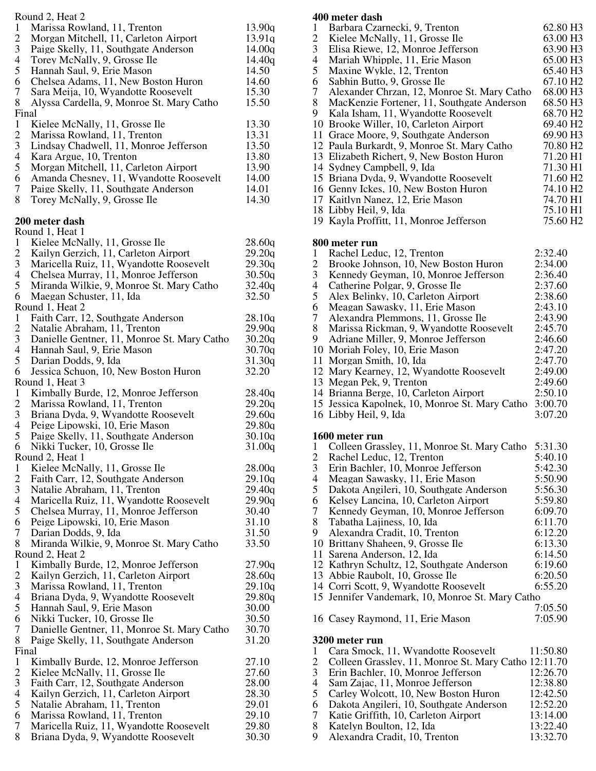Round 2, Heat 2

| | | |
|---|---|---|
| 1 | Marissa Rowland, 11, Trenton | 13.90q |
| 2 | Morgan Mitchell, 11, Carleton Airport | 13.91q |
| 3 | Paige Skelly, 11, Southgate Anderson | 14.00q |
| 4 | Torey McNally, 9, Grosse Ile | 14.40q |
| 5 | Hannah Saul, 9, Erie Mason | 14.50 |
| 6 | Chelsea Adams, 11, New Boston Huron | 14.60 |
| 7 | Sara Meija, 10, Wyandotte Roosevelt | 15.30 |
| 8 | Alyssa Cardella, 9, Monroe St. Mary Catho | 15.50 |

Final

| | | |
|---|---|---|
| 1 | Kielee McNally, 11, Grosse Ile | 13.30 |
| 2 | Marissa Rowland, 11, Trenton | 13.31 |
| 3 | Lindsay Chadwell, 11, Monroe Jefferson | 13.50 |
| 4 | Kara Argue, 10, Trenton | 13.80 |
| 5 | Morgan Mitchell, 11, Carleton Airport | 13.90 |
| 6 | Amanda Chesney, 11, Wyandotte Roosevelt | 14.00 |
| 7 | Paige Skelly, 11, Southgate Anderson | 14.01 |
| 8 | Torey McNally, 9, Grosse Ile | 14.30 |

**200 meter dash**

Round 1, Heat 1

| | | |
|---|---|---|
| 1 | Kielee McNally, 11, Grosse Ile | 28.60q |
| 2 | Kailyn Gerzich, 11, Carleton Airport | 29.20q |
| 3 | Maricella Ruiz, 11, Wyandotte Roosevelt | 29.30q |
| 4 | Chelsea Murray, 11, Monroe Jefferson | 30.50q |
| 5 | Miranda Wilkie, 9, Monroe St. Mary Catho | 32.40q |
| 6 | Maegan Schuster, 11, Ida | 32.50 |

Round 1, Heat 2

| | | |
|---|---|---|
| 1 | Faith Carr, 12, Southgate Anderson | 28.10q |
| 2 | Natalie Abraham, 11, Trenton | 29.90q |
| 3 | Danielle Gentner, 11, Monroe St. Mary Catho | 30.20q |
| 4 | Hannah Saul, 9, Erie Mason | 30.70q |
| 5 | Darian Dodds, 9, Ida | 31.30q |
| 6 | Jessica Schuon, 10, New Boston Huron | 32.20 |

Round 1, Heat 3

| | | |
|---|---|---|
| 1 | Kimbally Burde, 12, Monroe Jefferson | 28.40q |
| 2 | Marissa Rowland, 11, Trenton | 29.20q |
| 3 | Briana Dyda, 9, Wyandotte Roosevelt | 29.60q |
| 4 | Peige Lipowski, 10, Erie Mason | 29.80q |
| 5 | Paige Skelly, 11, Southgate Anderson | 30.10q |
| 6 | Nikki Tucker, 10, Grosse Ile | 31.00q |

Round 2, Heat 1

| | | |
|---|---|---|
| 1 | Kielee McNally, 11, Grosse Ile | 28.00q |
| 2 | Faith Carr, 12, Southgate Anderson | 29.10q |
| 3 | Natalie Abraham, 11, Trenton | 29.40q |
| 4 | Maricella Ruiz, 11, Wyandotte Roosevelt | 29.90q |
| 5 | Chelsea Murray, 11, Monroe Jefferson | 30.40 |
| 6 | Peige Lipowski, 10, Erie Mason | 31.10 |
| 7 | Darian Dodds, 9, Ida | 31.50 |
| 8 | Miranda Wilkie, 9, Monroe St. Mary Catho | 33.50 |

Round 2, Heat 2

| | | |
|---|---|---|
| 1 | Kimbally Burde, 12, Monroe Jefferson | 27.90q |
| 2 | Kailyn Gerzich, 11, Carleton Airport | 28.60q |
| 3 | Marissa Rowland, 11, Trenton | 29.10q |
| 4 | Briana Dyda, 9, Wyandotte Roosevelt | 29.80q |
| 5 | Hannah Saul, 9, Erie Mason | 30.00 |
| 6 | Nikki Tucker, 10, Grosse Ile | 30.50 |
| 7 | Danielle Gentner, 11, Monroe St. Mary Catho | 30.70 |
| 8 | Paige Skelly, 11, Southgate Anderson | 31.20 |

Final

| | | |
|---|---|---|
| 1 | Kimbally Burde, 12, Monroe Jefferson | 27.10 |
| 2 | Kielee McNally, 11, Grosse Ile | 27.60 |
| 3 | Faith Carr, 12, Southgate Anderson | 28.00 |
| 4 | Kailyn Gerzich, 11, Carleton Airport | 28.30 |
| 5 | Natalie Abraham, 11, Trenton | 29.01 |
| 6 | Marissa Rowland, 11, Trenton | 29.10 |
| 7 | Maricella Ruiz, 11, Wyandotte Roosevelt | 29.80 |
| 8 | Briana Dyda, 9, Wyandotte Roosevelt | 30.30 |

**400 meter dash**

| | | |
|---|---|---|
| 1 | Barbara Czarnecki, 9, Trenton | 62.80 H3 |
| 2 | Kielee McNally, 11, Grosse Ile | 63.00 H3 |
| 3 | Elisa Riewe, 12, Monroe Jefferson | 63.90 H3 |
| 4 | Mariah Whipple, 11, Erie Mason | 65.00 H3 |
| 5 | Maxine Wykle, 12, Trenton | 65.40 H3 |
| 6 | Sabhin Butto, 9, Grosse Ile | 67.10 H2 |
| 7 | Alexander Chrzan, 12, Monroe St. Mary Catho | 68.00 H3 |
| 8 | MacKenzie Fortener, 11, Southgate Anderson | 68.50 H3 |
| 9 | Kala Isham, 11, Wyandotte Roosevelt | 68.70 H2 |
| 10 | Brooke Willer, 10, Carleton Airport | 69.40 H2 |
| 11 | Grace Moore, 9, Southgate Anderson | 69.90 H3 |
| 12 | Paula Burkardt, 9, Monroe St. Mary Catho | 70.80 H2 |
| 13 | Elizabeth Richert, 9, New Boston Huron | 71.20 H1 |
| 14 | Sydney Campbell, 9, Ida | 71.30 H1 |
| 15 | Briana Dyda, 9, Wyandotte Roosevelt | 71.60 H2 |
| 16 | Genny Ickes, 10, New Boston Huron | 74.10 H2 |
| 17 | Kaitlyn Nanez, 12, Erie Mason | 74.70 H1 |
| 18 | Libby Heil, 9, Ida | 75.10 H1 |
| 19 | Kayla Proffitt, 11, Monroe Jefferson | 75.60 H2 |

**800 meter run**

| | | |
|---|---|---|
| 1 | Rachel Leduc, 12, Trenton | 2:32.40 |
| 2 | Brooke Johnson, 10, New Boston Huron | 2:34.00 |
| 3 | Kennedy Geyman, 10, Monroe Jefferson | 2:36.40 |
| 4 | Catherine Polgar, 9, Grosse Ile | 2:37.60 |
| 5 | Alex Belinky, 10, Carleton Airport | 2:38.60 |
| 6 | Meagan Sawasky, 11, Erie Mason | 2:43.10 |
| 7 | Alexandra Plemmons, 11, Grosse Ile | 2:43.90 |
| 8 | Marissa Rickman, 9, Wyandotte Roosevelt | 2:45.70 |
| 9 | Adriane Miller, 9, Monroe Jefferson | 2:46.60 |
| 10 | Moriah Foley, 10, Erie Mason | 2:47.20 |
| 11 | Morgan Smith, 10, Ida | 2:47.70 |
| 12 | Mary Kearney, 12, Wyandotte Roosevelt | 2:49.00 |
| 13 | Megan Pek, 9, Trenton | 2:49.60 |
| 14 | Brianna Berge, 10, Carleton Airport | 2:50.10 |
| 15 | Jessica Kapolnek, 10, Monroe St. Mary Catho | 3:00.70 |
| 16 | Libby Heil, 9, Ida | 3:07.20 |

**1600 meter run**

| | | |
|---|---|---|
| 1 | Colleen Grassley, 11, Monroe St. Mary Catho | 5:31.30 |
| 2 | Rachel Leduc, 12, Trenton | 5:40.10 |
| 3 | Erin Bachler, 10, Monroe Jefferson | 5:42.30 |
| 4 | Meagan Sawasky, 11, Erie Mason | 5:50.90 |
| 5 | Dakota Angileri, 10, Southgate Anderson | 5:56.30 |
| 6 | Kelsey Lancina, 10, Carleton Airport | 5:59.80 |
| 7 | Kennedy Geyman, 10, Monroe Jefferson | 6:09.70 |
| 8 | Tabatha Lajiness, 10, Ida | 6:11.70 |
| 9 | Alexandra Cradit, 10, Trenton | 6:12.20 |
| 10 | Brittany Shaheen, 9, Grosse Ile | 6:13.30 |
| 11 | Sarena Anderson, 12, Ida | 6:14.50 |
| 12 | Kathryn Schultz, 12, Southgate Anderson | 6:19.60 |
| 13 | Abbie Raubolt, 10, Grosse Ile | 6:20.50 |
| 14 | Corri Scott, 9, Wyandotte Roosevelt | 6:55.20 |
| 15 | Jennifer Vandemark, 10, Monroe St. Mary Catho | 7:05.50 |
| 16 | Casey Raymond, 11, Erie Mason | 7:05.90 |

**3200 meter run**

| | | |
|---|---|---|
| 1 | Cara Smock, 11, Wyandotte Roosevelt | 11:50.80 |
| 2 | Colleen Grassley, 11, Monroe St. Mary Catho | 12:11.70 |
| 3 | Erin Bachler, 10, Monroe Jefferson | 12:26.70 |
| 4 | Sam Zajac, 11, Monroe Jefferson | 12:38.80 |
| 5 | Carley Wolcott, 10, New Boston Huron | 12:42.50 |
| 6 | Dakota Angileri, 10, Southgate Anderson | 12:52.20 |
| 7 | Katie Griffith, 10, Carleton Airport | 13:14.00 |
| 8 | Katelyn Boulton, 12, Ida | 13:22.40 |
| 9 | Alexandra Cradit, 10, Trenton | 13:32.70 |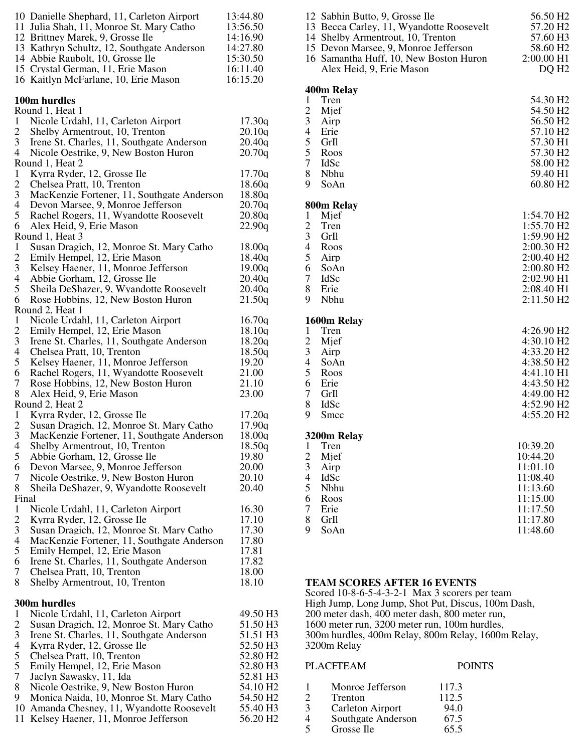10 Danielle Shephard, 11, Carleton Airport 13:44.80
11 Julia Shah, 11, Monroe St. Mary Catho 13:56.50
12 Brittney Marek, 9, Grosse Ile 14:16.90
13 Kathryn Schultz, 12, Southgate Anderson 14:27.80
14 Abbie Raubolt, 10, Grosse Ile 15:30.50
15 Crystal German, 11, Erie Mason 16:11.40
16 Kaitlyn McFarlane, 10, Erie Mason 16:15.20

**100m hurdles**

Round 1, Heat 1

1 Nicole Urdahl, 11, Carleton Airport 17.30q
2 Shelby Armentrout, 10, Trenton 20.10q
3 Irene St. Charles, 11, Southgate Anderson 20.40q
4 Nicole Oestrike, 9, New Boston Huron 20.70q

Round 1, Heat 2

1 Kyrra Ryder, 12, Grosse Ile 17.70q
2 Chelsea Pratt, 10, Trenton 18.60q
3 MacKenzie Fortener, 11, Southgate Anderson 18.80q
4 Devon Marsee, 9, Monroe Jefferson 20.70q
5 Rachel Rogers, 11, Wyandotte Roosevelt 20.80q
6 Alex Heid, 9, Erie Mason 22.90q

Round 1, Heat 3

1 Susan Dragich, 12, Monroe St. Mary Catho 18.00q
2 Emily Hempel, 12, Erie Mason 18.40q
3 Kelsey Haener, 11, Monroe Jefferson 19.00q
4 Abbie Gorham, 12, Grosse Ile 20.40q
5 Sheila DeShazer, 9, Wyandotte Roosevelt 20.40q
6 Rose Hobbins, 12, New Boston Huron 21.50q

Round 2, Heat 1

1 Nicole Urdahl, 11, Carleton Airport 16.70q
2 Emily Hempel, 12, Erie Mason 18.10q
3 Irene St. Charles, 11, Southgate Anderson 18.20q
4 Chelsea Pratt, 10, Trenton 18.50q
5 Kelsey Haener, 11, Monroe Jefferson 19.20
6 Rachel Rogers, 11, Wyandotte Roosevelt 21.00
7 Rose Hobbins, 12, New Boston Huron 21.10
8 Alex Heid, 9, Erie Mason 23.00

Round 2, Heat 2

1 Kyrra Ryder, 12, Grosse Ile 17.20q
2 Susan Dragich, 12, Monroe St. Mary Catho 17.90q
3 MacKenzie Fortener, 11, Southgate Anderson 18.00q
4 Shelby Armentrout, 10, Trenton 18.50q
5 Abbie Gorham, 12, Grosse Ile 19.80
6 Devon Marsee, 9, Monroe Jefferson 20.00
7 Nicole Oestrike, 9, New Boston Huron 20.10
8 Sheila DeShazer, 9, Wyandotte Roosevelt 20.40

Final

1 Nicole Urdahl, 11, Carleton Airport 16.30
2 Kyrra Ryder, 12, Grosse Ile 17.10
3 Susan Dragich, 12, Monroe St. Mary Catho 17.30
4 MacKenzie Fortener, 11, Southgate Anderson 17.80
5 Emily Hempel, 12, Erie Mason 17.81
6 Irene St. Charles, 11, Southgate Anderson 17.82
7 Chelsea Pratt, 10, Trenton 18.00
8 Shelby Armentrout, 10, Trenton 18.10

**300m hurdles**

1 Nicole Urdahl, 11, Carleton Airport 49.50 H3
2 Susan Dragich, 12, Monroe St. Mary Catho 51.50 H3
3 Irene St. Charles, 11, Southgate Anderson 51.51 H3
4 Kyrra Ryder, 12, Grosse Ile 52.50 H3
5 Chelsea Pratt, 10, Trenton 52.80 H2
5 Emily Hempel, 12, Erie Mason 52.80 H3
7 Jaclyn Sawasky, 11, Ida 52.81 H3
8 Nicole Oestrike, 9, New Boston Huron 54.10 H2
9 Monica Naida, 10, Monroe St. Mary Catho 54.50 H2
10 Amanda Chesney, 11, Wyandotte Roosevelt 55.40 H3
11 Kelsey Haener, 11, Monroe Jefferson 56.20 H2
12 Sabhin Butto, 9, Grosse Ile 56.50 H2
13 Becca Carley, 11, Wyandotte Roosevelt 57.20 H2
14 Shelby Armentrout, 10, Trenton 57.60 H3
15 Devon Marsee, 9, Monroe Jefferson 58.60 H2
16 Samantha Huff, 10, New Boston Huron 2:00.00 H1
Alex Heid, 9, Erie Mason DQ H2

**400m Relay**

1 Tren 54.30 H2
2 Mjef 54.50 H2
3 Airp 56.50 H2
4 Erie 57.10 H2
5 GrIl 57.30 H1
5 Roos 57.30 H2
7 IdSc 58.00 H2
8 Nbhu 59.40 H1
9 SoAn 60.80 H2

**800m Relay**

1 Mjef 1:54.70 H2
2 Tren 1:55.70 H2
3 GrIl 1:59.90 H2
4 Roos 2:00.30 H2
5 Airp 2:00.40 H2
6 SoAn 2:00.80 H2
7 IdSc 2:02.90 H1
8 Erie 2:08.40 H1
9 Nbhu 2:11.50 H2

**1600m Relay**

1 Tren 4:26.90 H2
2 Mjef 4:30.10 H2
3 Airp 4:33.20 H2
4 SoAn 4:38.50 H2
5 Roos 4:41.10 H1
6 Erie 4:43.50 H2
7 GrIl 4:49.00 H2
8 IdSc 4:52.90 H2
9 Smcc 4:55.20 H2

**3200m Relay**

1 Tren 10:39.20
2 Mjef 10:44.20
3 Airp 11:01.10
4 IdSc 11:08.40
5 Nbhu 11:13.60
6 Roos 11:15.00
7 Erie 11:17.50
8 GrIl 11:17.80
9 SoAn 11:48.60

**TEAM SCORES AFTER 16 EVENTS**

Scored 10-8-6-5-4-3-2-1 Max 3 scorers per team
High Jump, Long Jump, Shot Put, Discus, 100m Dash, 200 meter dash, 400 meter dash, 800 meter run, 1600 meter run, 3200 meter run, 100m hurdles, 300m hurdles, 400m Relay, 800m Relay, 1600m Relay, 3200m Relay

| PLACE | TEAM | POINTS |
|---|---|---|
| 1 | Monroe Jefferson | 117.3 |
| 2 | Trenton | 112.5 |
| 3 | Carleton Airport | 94.0 |
| 4 | Southgate Anderson | 67.5 |
| 5 | Grosse Ile | 65.5 |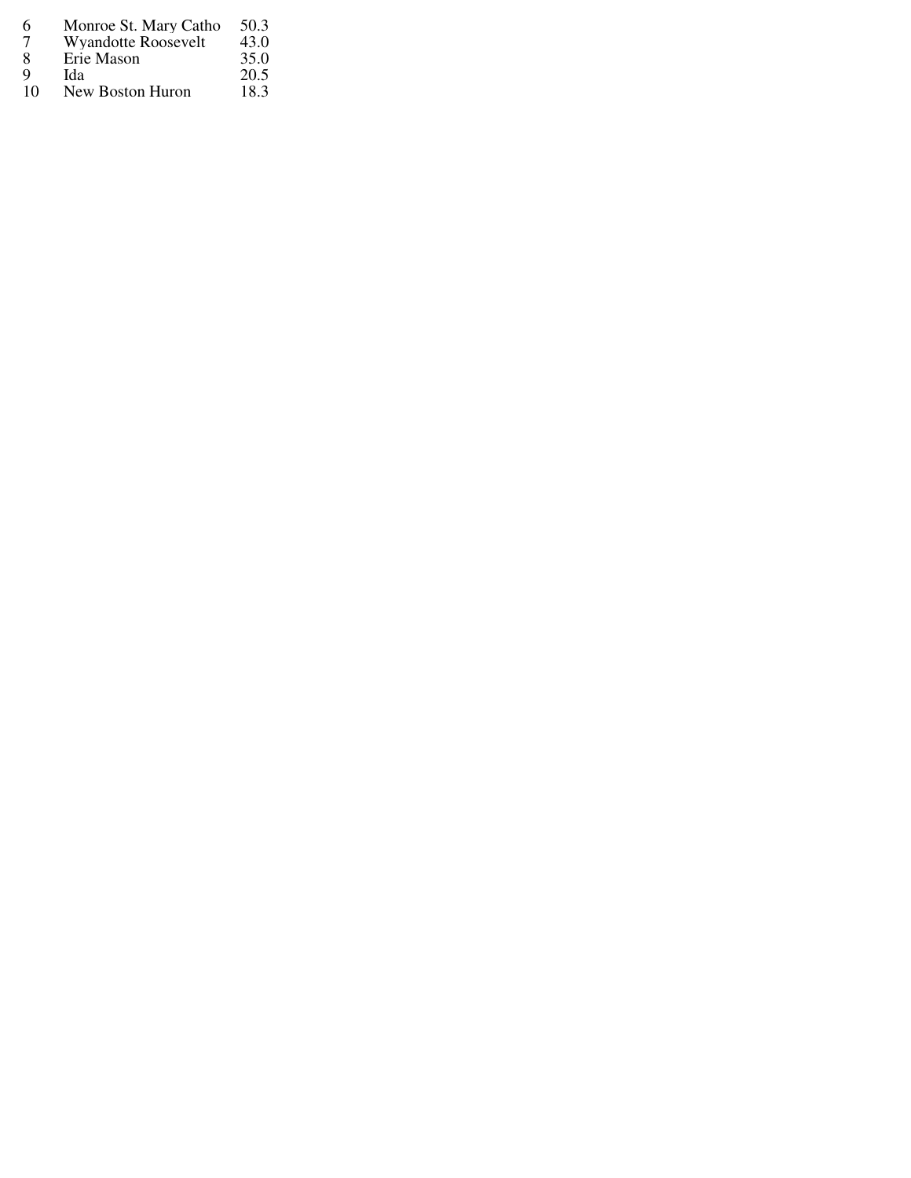| | | |
|---|---|---|
| 6 | Monroe St. Mary Catho | 50.3 |
| 7 | Wyandotte Roosevelt | 43.0 |
| 8 | Erie Mason | 35.0 |
| 9 | Ida | 20.5 |
| 10 | New Boston Huron | 18.3 |